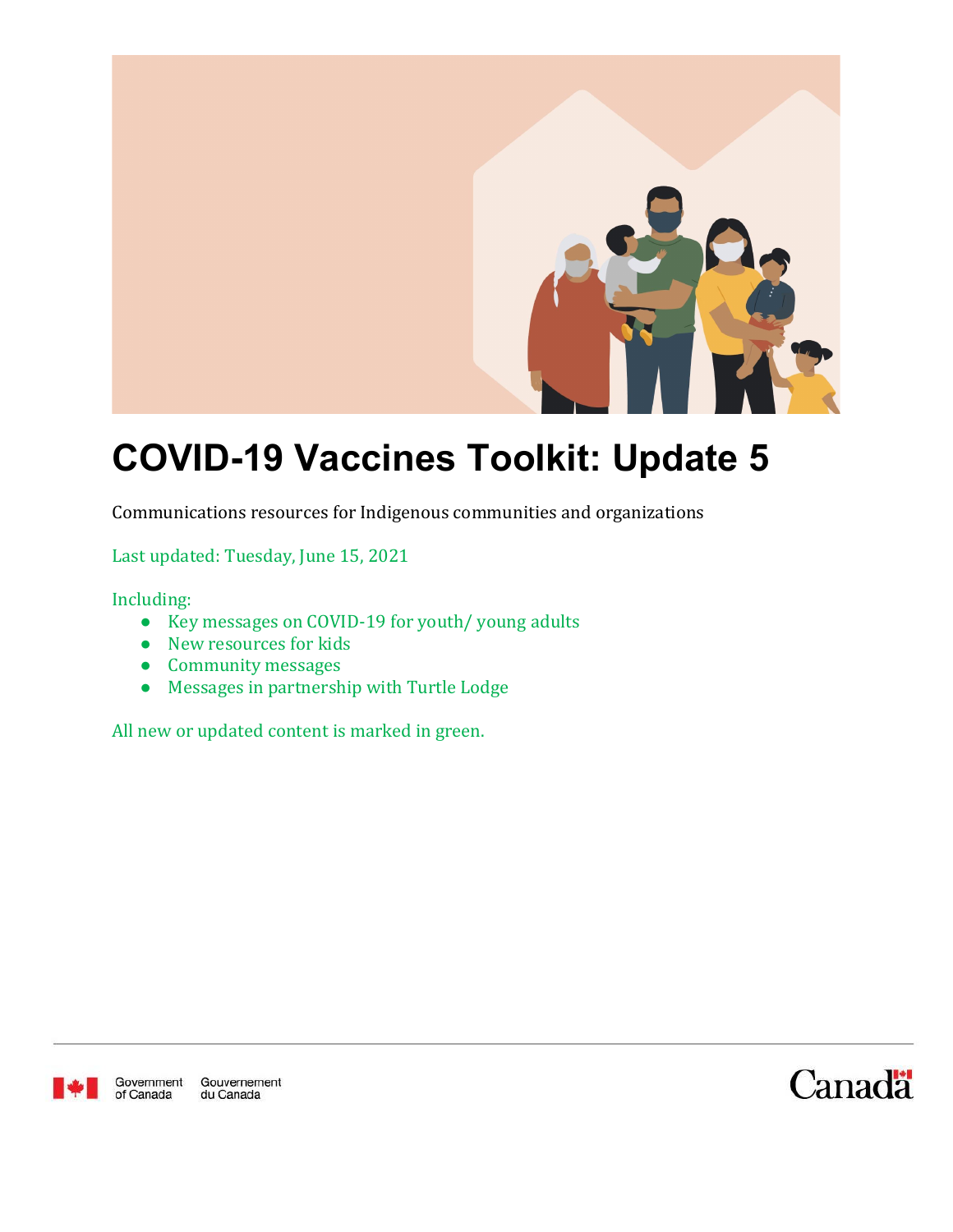# COVID-19 Vaccines Toolkit: Update 5

Communications resources for Indigenous communities and organizations

Last updated: Tuesday, June 15, 2021

Including:

- Key messages on COVID-19 for youth/ young adults
- New resources for kids
- Community messages
- Messages in partnership with Turtle Lodge

All new or updated content is marked in green.

Government of Canada Gouvernement du Canada

Canada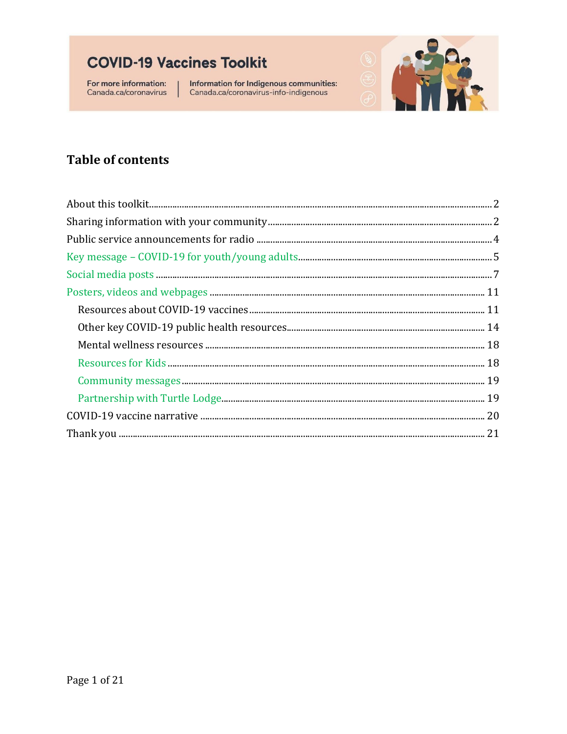COVID-19 Vaccines Toolkit

For more information: Canada.ca/coronavirus | Information for Indigenous communities: Canada.ca/coronavirus-info-indigenous

## Table of contents

- About this toolkit .......... 2
- Sharing information with your community .......... 2
- Public service announcements for radio .......... 4
- Key message – COVID-19 for youth/young adults .......... 5
- Social media posts .......... 7
- Posters, videos and webpages .......... 11
  - Resources about COVID-19 vaccines .......... 11
  - Other key COVID-19 public health resources .......... 14
  - Mental wellness resources .......... 18
  - Resources for Kids .......... 18
  - Community messages .......... 19
  - Partnership with Turtle Lodge .......... 19
- COVID-19 vaccine narrative .......... 20
- Thank you .......... 21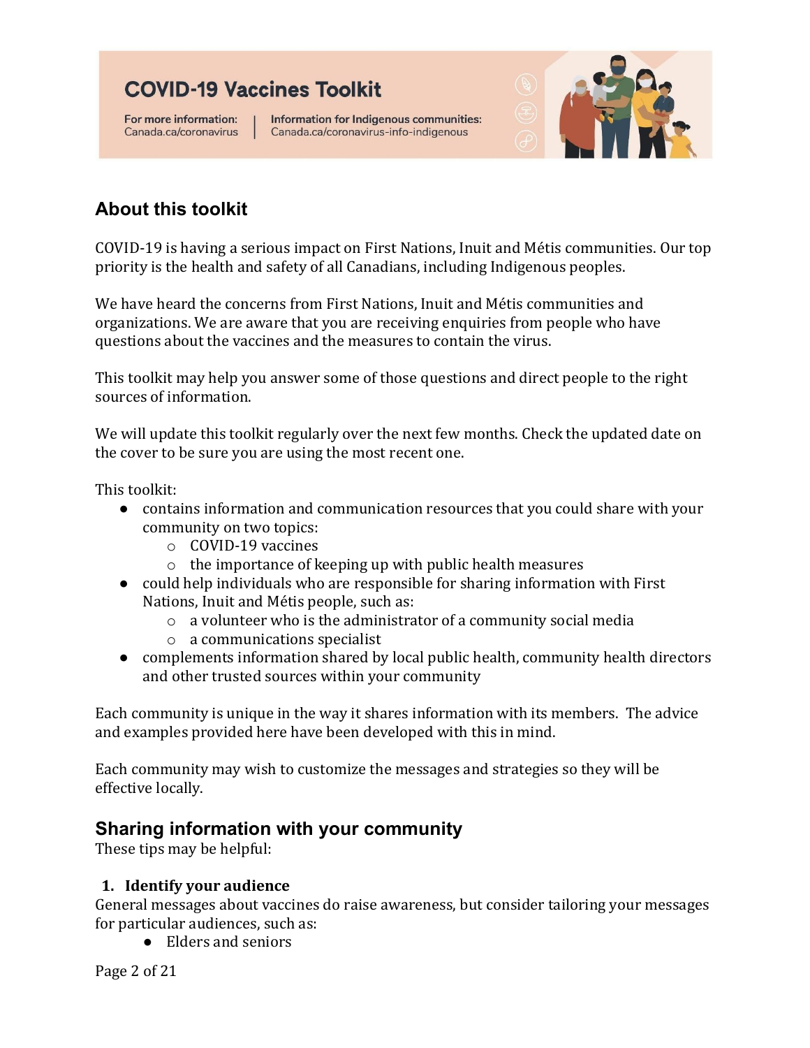# COVID-19 Vaccines Toolkit

For more information: Canada.ca/coronavirus | Information for Indigenous communities: Canada.ca/coronavirus-info-indigenous

## About this toolkit

COVID-19 is having a serious impact on First Nations, Inuit and Métis communities. Our top priority is the health and safety of all Canadians, including Indigenous peoples.

We have heard the concerns from First Nations, Inuit and Métis communities and organizations. We are aware that you are receiving enquiries from people who have questions about the vaccines and the measures to contain the virus.

This toolkit may help you answer some of those questions and direct people to the right sources of information.

We will update this toolkit regularly over the next few months. Check the updated date on the cover to be sure you are using the most recent one.

This toolkit:

- contains information and communication resources that you could share with your community on two topics:
  - COVID-19 vaccines
  - the importance of keeping up with public health measures
- could help individuals who are responsible for sharing information with First Nations, Inuit and Métis people, such as:
  - a volunteer who is the administrator of a community social media
  - a communications specialist
- complements information shared by local public health, community health directors and other trusted sources within your community

Each community is unique in the way it shares information with its members. The advice and examples provided here have been developed with this in mind.

Each community may wish to customize the messages and strategies so they will be effective locally.

## Sharing information with your community

These tips may be helpful:

### 1. Identify your audience

General messages about vaccines do raise awareness, but consider tailoring your messages for particular audiences, such as:

- Elders and seniors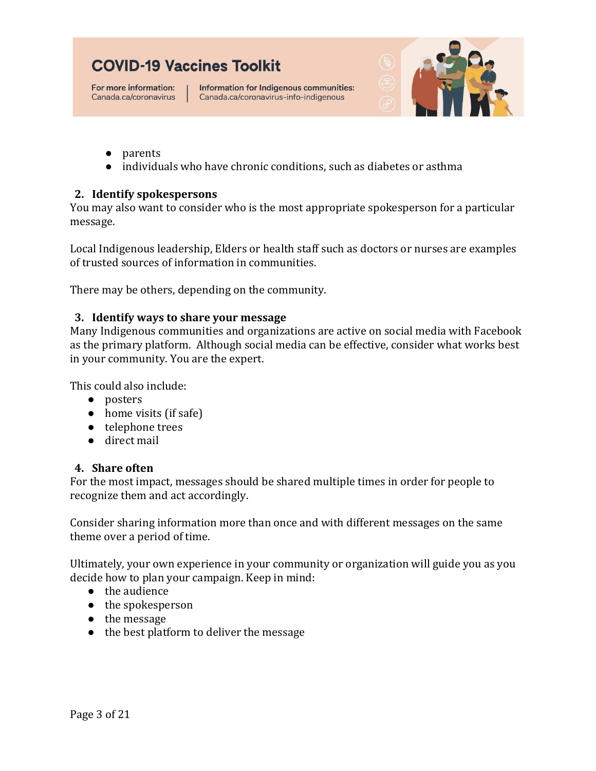- parents
- individuals who have chronic conditions, such as diabetes or asthma

2. **Identify spokespersons**

You may also want to consider who is the most appropriate spokesperson for a particular message.

Local Indigenous leadership, Elders or health staff such as doctors or nurses are examples of trusted sources of information in communities.

There may be others, depending on the community.

3. **Identify ways to share your message**

Many Indigenous communities and organizations are active on social media with Facebook as the primary platform. Although social media can be effective, consider what works best in your community. You are the expert.

This could also include:

- posters
- home visits (if safe)
- telephone trees
- direct mail

4. **Share often**

For the most impact, messages should be shared multiple times in order for people to recognize them and act accordingly.

Consider sharing information more than once and with different messages on the same theme over a period of time.

Ultimately, your own experience in your community or organization will guide you as you decide how to plan your campaign. Keep in mind:

- the audience
- the spokesperson
- the message
- the best platform to deliver the message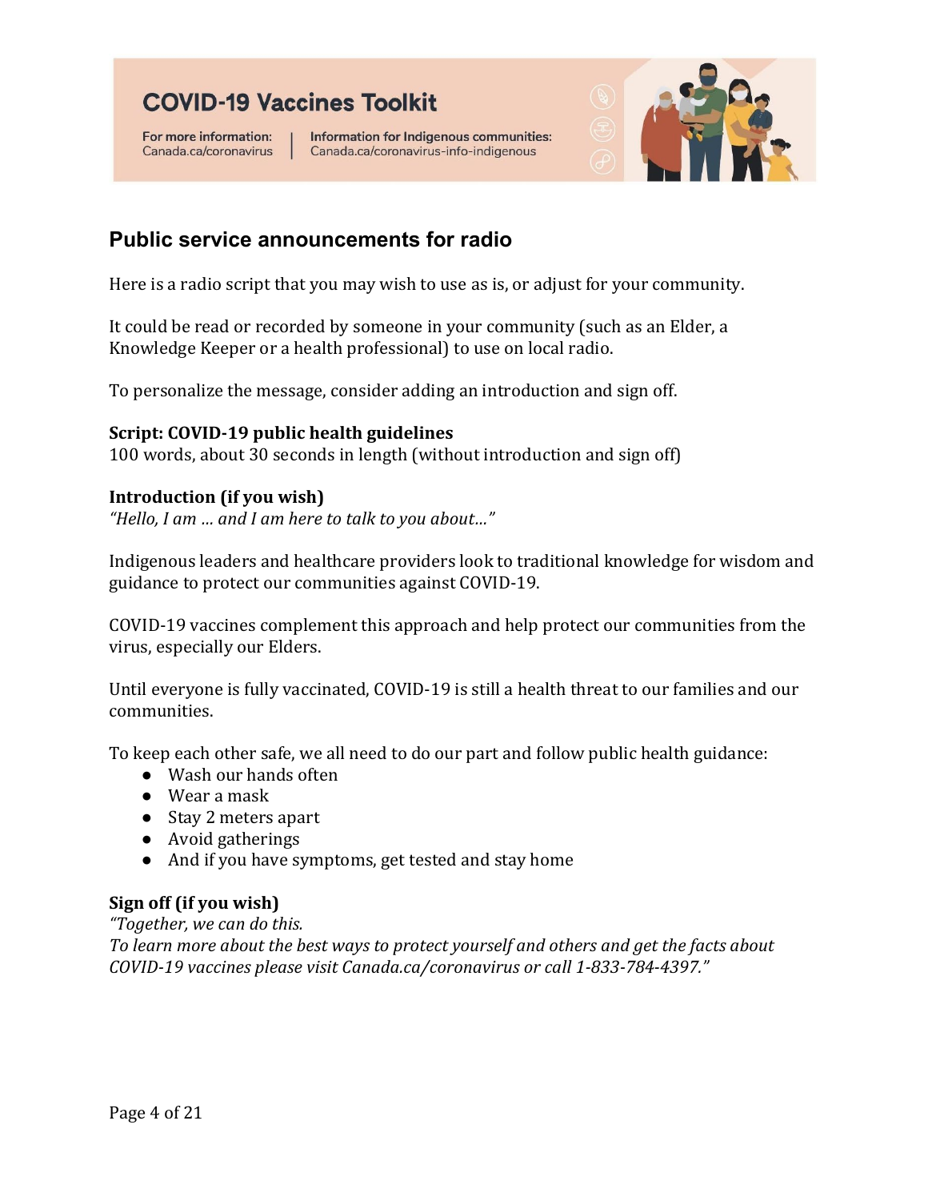# COVID-19 Vaccines Toolkit

For more information: Canada.ca/coronavirus | Information for Indigenous communities: Canada.ca/coronavirus-info-indigenous

## Public service announcements for radio

Here is a radio script that you may wish to use as is, or adjust for your community.

It could be read or recorded by someone in your community (such as an Elder, a Knowledge Keeper or a health professional) to use on local radio.

To personalize the message, consider adding an introduction and sign off.

**Script: COVID-19 public health guidelines**
100 words, about 30 seconds in length (without introduction and sign off)

**Introduction (if you wish)**
*"Hello, I am ... and I am here to talk to you about..."*

Indigenous leaders and healthcare providers look to traditional knowledge for wisdom and guidance to protect our communities against COVID-19.

COVID-19 vaccines complement this approach and help protect our communities from the virus, especially our Elders.

Until everyone is fully vaccinated, COVID-19 is still a health threat to our families and our communities.

To keep each other safe, we all need to do our part and follow public health guidance:

- Wash our hands often
- Wear a mask
- Stay 2 meters apart
- Avoid gatherings
- And if you have symptoms, get tested and stay home

**Sign off (if you wish)**
*"Together, we can do this.*
*To learn more about the best ways to protect yourself and others and get the facts about COVID-19 vaccines please visit Canada.ca/coronavirus or call 1-833-784-4397."*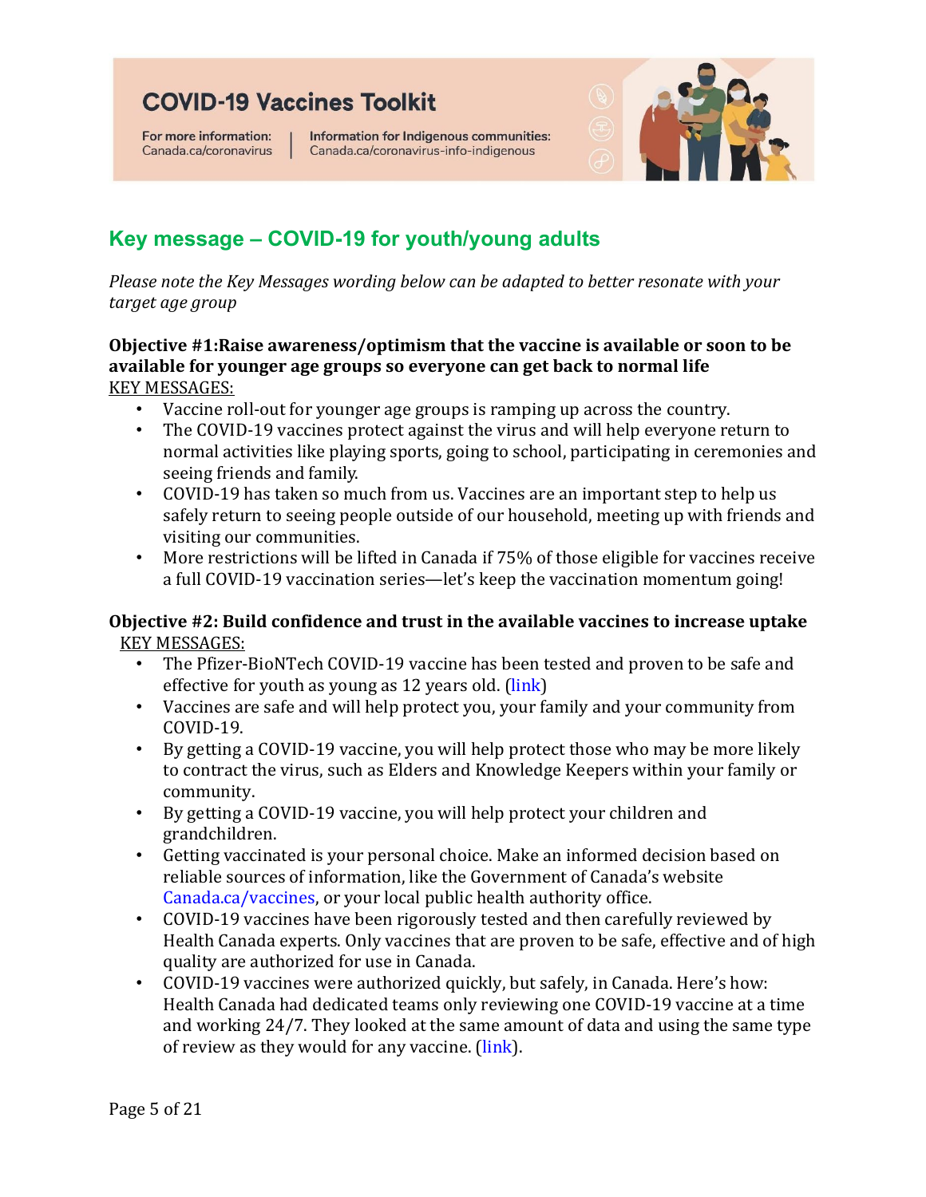# COVID-19 Vaccines Toolkit

For more information: Canada.ca/coronavirus | Information for Indigenous communities: Canada.ca/coronavirus-info-indigenous

## Key message – COVID-19 for youth/young adults

*Please note the Key Messages wording below can be adapted to better resonate with your target age group*

**Objective #1:Raise awareness/optimism that the vaccine is available or soon to be available for younger age groups so everyone can get back to normal life**

KEY MESSAGES:

- Vaccine roll-out for younger age groups is ramping up across the country.
- The COVID-19 vaccines protect against the virus and will help everyone return to normal activities like playing sports, going to school, participating in ceremonies and seeing friends and family.
- COVID-19 has taken so much from us. Vaccines are an important step to help us safely return to seeing people outside of our household, meeting up with friends and visiting our communities.
- More restrictions will be lifted in Canada if 75% of those eligible for vaccines receive a full COVID-19 vaccination series—let's keep the vaccination momentum going!

**Objective #2: Build confidence and trust in the available vaccines to increase uptake**

KEY MESSAGES:

- The Pfizer-BioNTech COVID-19 vaccine has been tested and proven to be safe and effective for youth as young as 12 years old. (link)
- Vaccines are safe and will help protect you, your family and your community from COVID-19.
- By getting a COVID-19 vaccine, you will help protect those who may be more likely to contract the virus, such as Elders and Knowledge Keepers within your family or community.
- By getting a COVID-19 vaccine, you will help protect your children and grandchildren.
- Getting vaccinated is your personal choice. Make an informed decision based on reliable sources of information, like the Government of Canada's website Canada.ca/vaccines, or your local public health authority office.
- COVID-19 vaccines have been rigorously tested and then carefully reviewed by Health Canada experts. Only vaccines that are proven to be safe, effective and of high quality are authorized for use in Canada.
- COVID-19 vaccines were authorized quickly, but safely, in Canada. Here's how: Health Canada had dedicated teams only reviewing one COVID-19 vaccine at a time and working 24/7. They looked at the same amount of data and using the same type of review as they would for any vaccine. (link).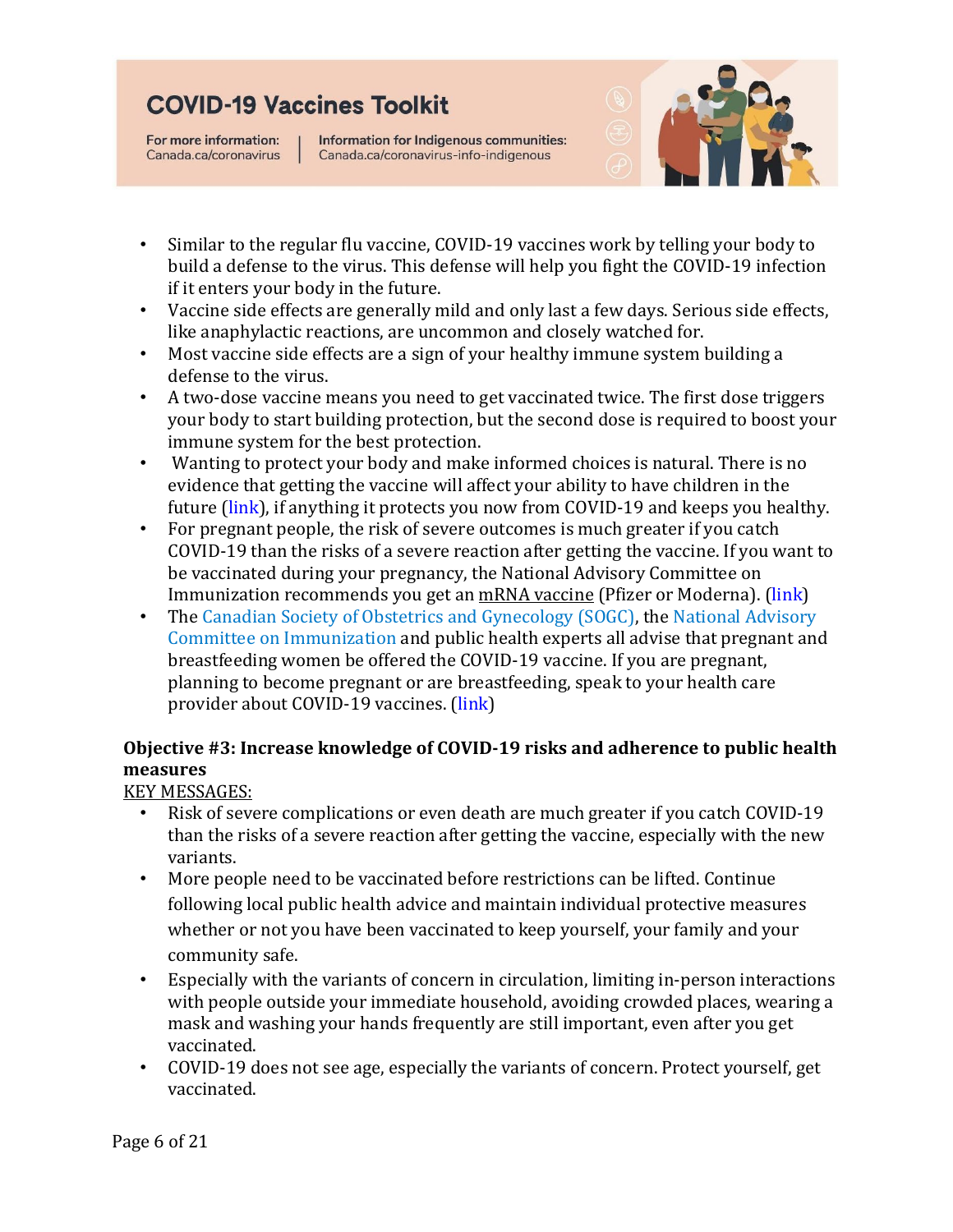- Similar to the regular flu vaccine, COVID-19 vaccines work by telling your body to build a defense to the virus. This defense will help you fight the COVID-19 infection if it enters your body in the future.
- Vaccine side effects are generally mild and only last a few days. Serious side effects, like anaphylactic reactions, are uncommon and closely watched for.
- Most vaccine side effects are a sign of your healthy immune system building a defense to the virus.
- A two-dose vaccine means you need to get vaccinated twice. The first dose triggers your body to start building protection, but the second dose is required to boost your immune system for the best protection.
- Wanting to protect your body and make informed choices is natural. There is no evidence that getting the vaccine will affect your ability to have children in the future (link), if anything it protects you now from COVID-19 and keeps you healthy.
- For pregnant people, the risk of severe outcomes is much greater if you catch COVID-19 than the risks of a severe reaction after getting the vaccine. If you want to be vaccinated during your pregnancy, the National Advisory Committee on Immunization recommends you get an mRNA vaccine (Pfizer or Moderna). (link)
- The Canadian Society of Obstetrics and Gynecology (SOGC), the National Advisory Committee on Immunization and public health experts all advise that pregnant and breastfeeding women be offered the COVID-19 vaccine. If you are pregnant, planning to become pregnant or are breastfeeding, speak to your health care provider about COVID-19 vaccines. (link)

**Objective #3: Increase knowledge of COVID-19 risks and adherence to public health measures**

KEY MESSAGES:

- Risk of severe complications or even death are much greater if you catch COVID-19 than the risks of a severe reaction after getting the vaccine, especially with the new variants.
- More people need to be vaccinated before restrictions can be lifted. Continue following local public health advice and maintain individual protective measures whether or not you have been vaccinated to keep yourself, your family and your community safe.
- Especially with the variants of concern in circulation, limiting in-person interactions with people outside your immediate household, avoiding crowded places, wearing a mask and washing your hands frequently are still important, even after you get vaccinated.
- COVID-19 does not see age, especially the variants of concern. Protect yourself, get vaccinated.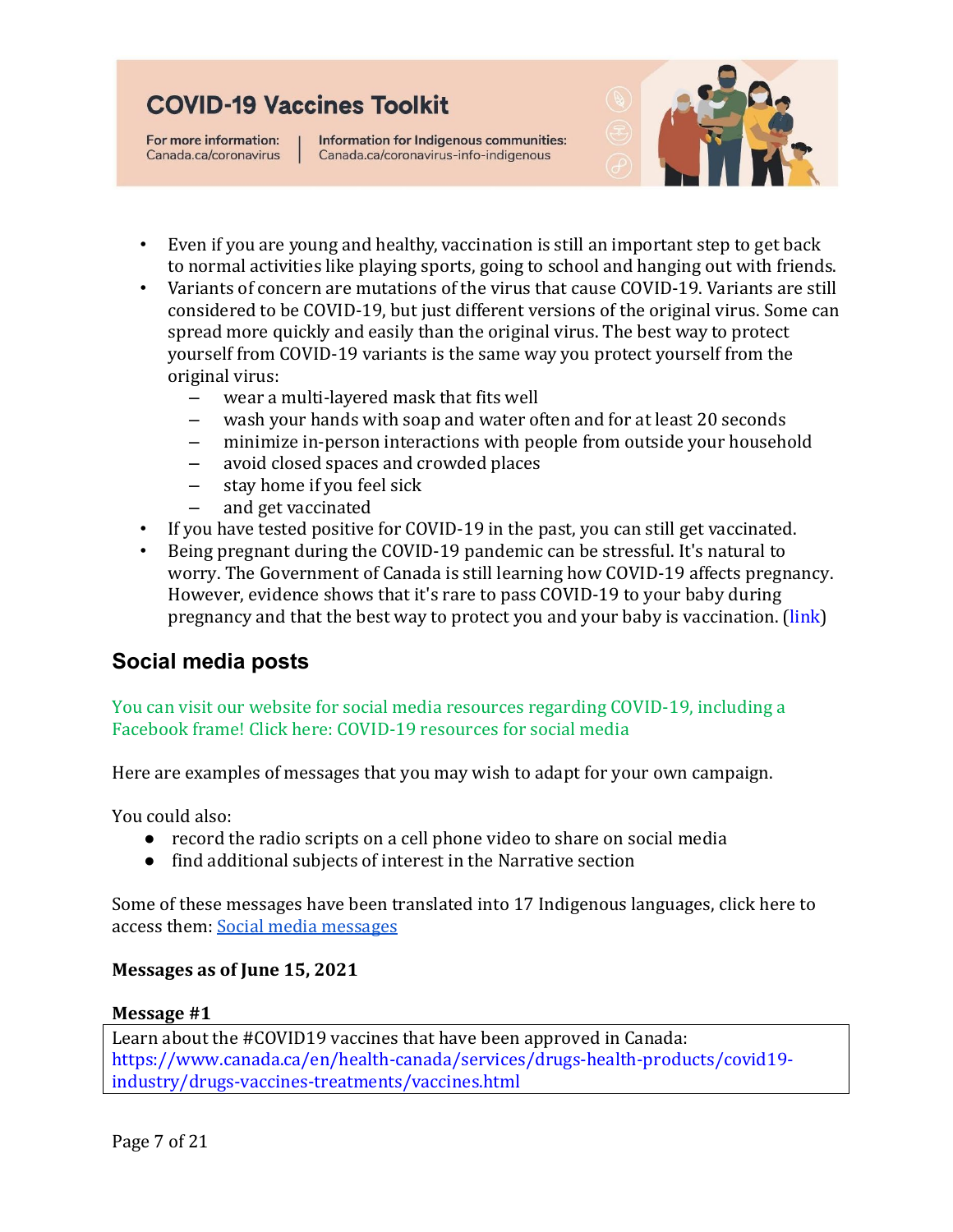- Even if you are young and healthy, vaccination is still an important step to get back to normal activities like playing sports, going to school and hanging out with friends.
- Variants of concern are mutations of the virus that cause COVID-19. Variants are still considered to be COVID-19, but just different versions of the original virus. Some can spread more quickly and easily than the original virus. The best way to protect yourself from COVID-19 variants is the same way you protect yourself from the original virus:
  - wear a multi-layered mask that fits well
  - wash your hands with soap and water often and for at least 20 seconds
  - minimize in-person interactions with people from outside your household
  - avoid closed spaces and crowded places
  - stay home if you feel sick
  - and get vaccinated
- If you have tested positive for COVID-19 in the past, you can still get vaccinated.
- Being pregnant during the COVID-19 pandemic can be stressful. It's natural to worry. The Government of Canada is still learning how COVID-19 affects pregnancy. However, evidence shows that it's rare to pass COVID-19 to your baby during pregnancy and that the best way to protect you and your baby is vaccination. (link)

## Social media posts

You can visit our website for social media resources regarding COVID-19, including a Facebook frame! Click here: COVID-19 resources for social media

Here are examples of messages that you may wish to adapt for your own campaign.

You could also:

- record the radio scripts on a cell phone video to share on social media
- find additional subjects of interest in the Narrative section

Some of these messages have been translated into 17 Indigenous languages, click here to access them: Social media messages

**Messages as of June 15, 2021**

**Message #1**

| Learn about the #COVID19 vaccines that have been approved in Canada: https://www.canada.ca/en/health-canada/services/drugs-health-products/covid19-industry/drugs-vaccines-treatments/vaccines.html |
|---|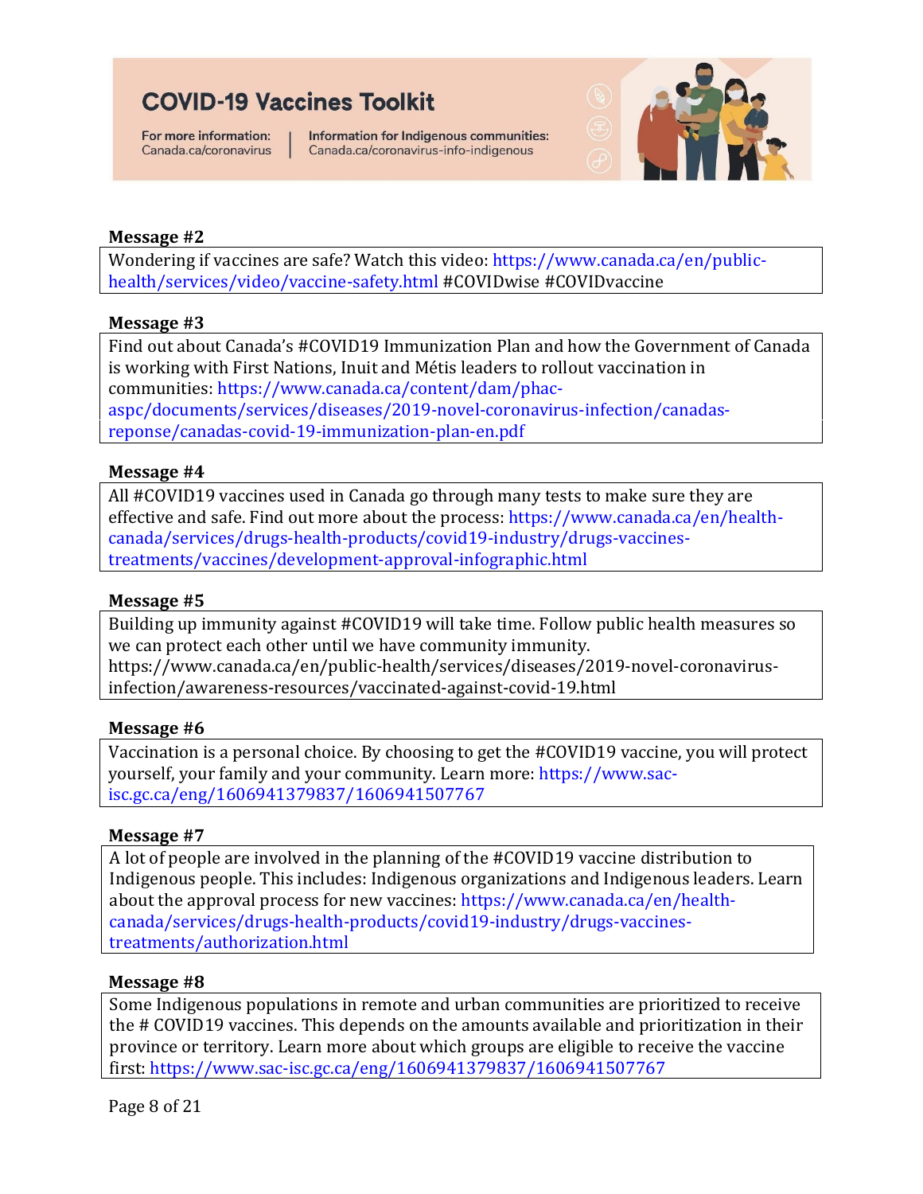# COVID-19 Vaccines Toolkit

For more information: Canada.ca/coronavirus | Information for Indigenous communities: Canada.ca/coronavirus-info-indigenous

**Message #2**

Wondering if vaccines are safe? Watch this video: https://www.canada.ca/en/public-health/services/video/vaccine-safety.html #COVIDwise #COVIDvaccine

**Message #3**

Find out about Canada's #COVID19 Immunization Plan and how the Government of Canada is working with First Nations, Inuit and Métis leaders to rollout vaccination in communities: https://www.canada.ca/content/dam/phac-aspc/documents/services/diseases/2019-novel-coronavirus-infection/canadas-reponse/canadas-covid-19-immunization-plan-en.pdf

**Message #4**

All #COVID19 vaccines used in Canada go through many tests to make sure they are effective and safe. Find out more about the process: https://www.canada.ca/en/health-canada/services/drugs-health-products/covid19-industry/drugs-vaccines-treatments/vaccines/development-approval-infographic.html

**Message #5**

Building up immunity against #COVID19 will take time. Follow public health measures so we can protect each other until we have community immunity. https://www.canada.ca/en/public-health/services/diseases/2019-novel-coronavirus-infection/awareness-resources/vaccinated-against-covid-19.html

**Message #6**

Vaccination is a personal choice. By choosing to get the #COVID19 vaccine, you will protect yourself, your family and your community. Learn more: https://www.sac-isc.gc.ca/eng/1606941379837/1606941507767

**Message #7**

A lot of people are involved in the planning of the #COVID19 vaccine distribution to Indigenous people. This includes: Indigenous organizations and Indigenous leaders. Learn about the approval process for new vaccines: https://www.canada.ca/en/health-canada/services/drugs-health-products/covid19-industry/drugs-vaccines-treatments/authorization.html

**Message #8**

Some Indigenous populations in remote and urban communities are prioritized to receive the # COVID19 vaccines. This depends on the amounts available and prioritization in their province or territory. Learn more about which groups are eligible to receive the vaccine first: https://www.sac-isc.gc.ca/eng/1606941379837/1606941507767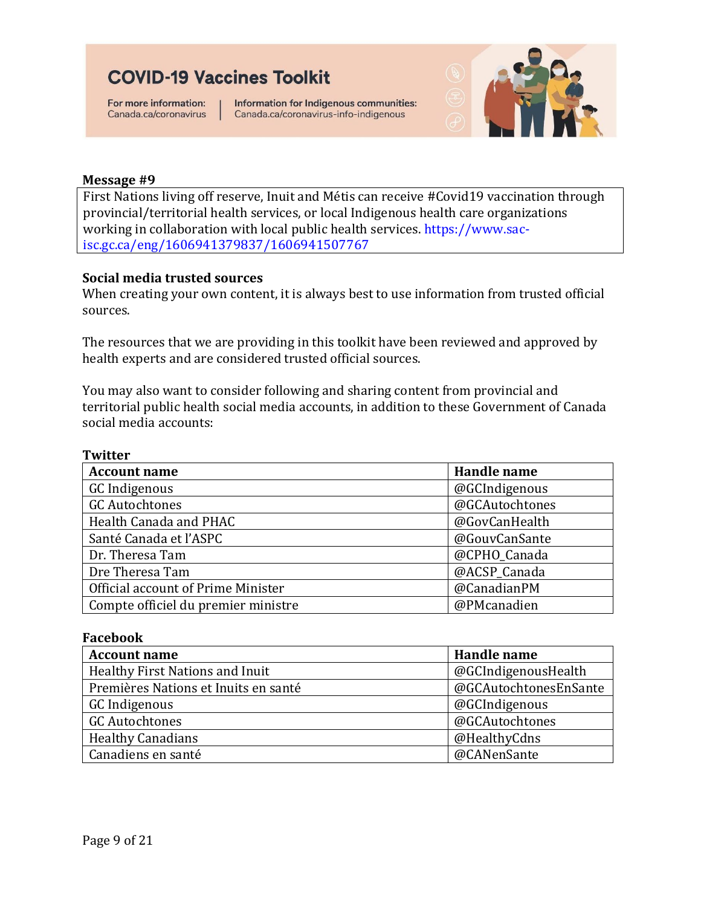# COVID-19 Vaccines Toolkit

For more information: Canada.ca/coronavirus | Information for Indigenous communities: Canada.ca/coronavirus-info-indigenous

**Message #9**

First Nations living off reserve, Inuit and Métis can receive #Covid19 vaccination through provincial/territorial health services, or local Indigenous health care organizations working in collaboration with local public health services. https://www.sac-isc.gc.ca/eng/1606941379837/1606941507767

**Social media trusted sources**

When creating your own content, it is always best to use information from trusted official sources.

The resources that we are providing in this toolkit have been reviewed and approved by health experts and are considered trusted official sources.

You may also want to consider following and sharing content from provincial and territorial public health social media accounts, in addition to these Government of Canada social media accounts:

**Twitter**

| Account name | Handle name |
|---|---|
| GC Indigenous | @GCIndigenous |
| GC Autochtones | @GCAutochtones |
| Health Canada and PHAC | @GovCanHealth |
| Santé Canada et l'ASPC | @GouvCanSante |
| Dr. Theresa Tam | @CPHO_Canada |
| Dre Theresa Tam | @ACSP_Canada |
| Official account of Prime Minister | @CanadianPM |
| Compte officiel du premier ministre | @PMcanadien |

**Facebook**

| Account name | Handle name |
|---|---|
| Healthy First Nations and Inuit | @GCIndigenousHealth |
| Premières Nations et Inuits en santé | @GCAutochtonesEnSante |
| GC Indigenous | @GCIndigenous |
| GC Autochtones | @GCAutochtones |
| Healthy Canadians | @HealthyCdns |
| Canadiens en santé | @CANenSante |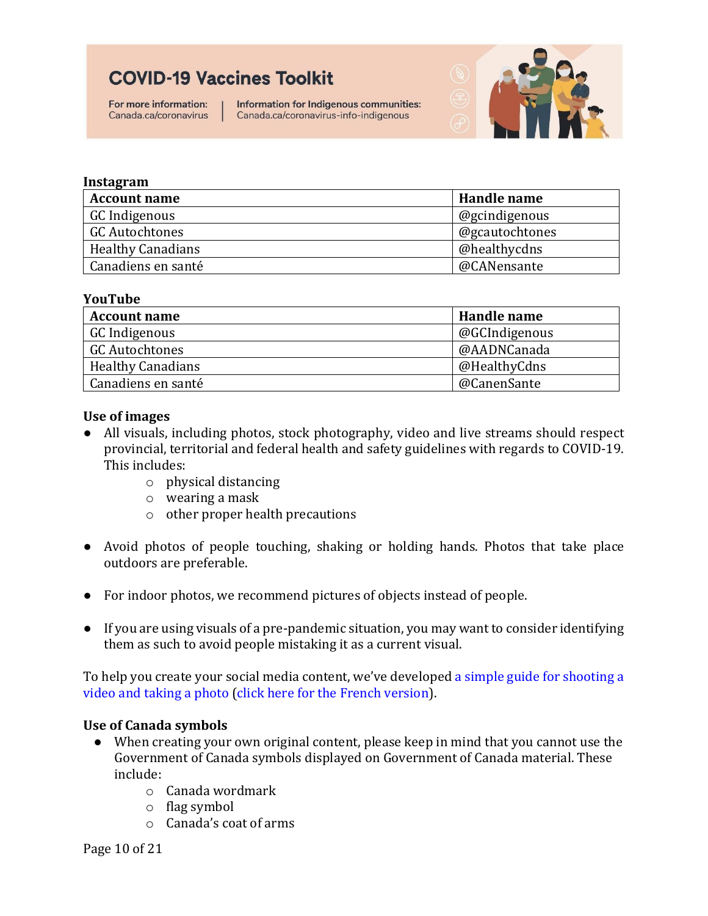**Instagram**

| Account name | Handle name |
| --- | --- |
| GC Indigenous | @gcindigenous |
| GC Autochtones | @gcautochtones |
| Healthy Canadians | @healthycdns |
| Canadiens en santé | @CANensante |

**YouTube**

| Account name | Handle name |
| --- | --- |
| GC Indigenous | @GCIndigenous |
| GC Autochtones | @AADNCanada |
| Healthy Canadians | @HealthyCdns |
| Canadiens en santé | @CanenSante |

**Use of images**

- All visuals, including photos, stock photography, video and live streams should respect provincial, territorial and federal health and safety guidelines with regards to COVID-19. This includes:
  - physical distancing
  - wearing a mask
  - other proper health precautions
- Avoid photos of people touching, shaking or holding hands. Photos that take place outdoors are preferable.
- For indoor photos, we recommend pictures of objects instead of people.
- If you are using visuals of a pre-pandemic situation, you may want to consider identifying them as such to avoid people mistaking it as a current visual.

To help you create your social media content, we've developed a simple guide for shooting a video and taking a photo (click here for the French version).

**Use of Canada symbols**

- When creating your own original content, please keep in mind that you cannot use the Government of Canada symbols displayed on Government of Canada material. These include:
  - Canada wordmark
  - flag symbol
  - Canada's coat of arms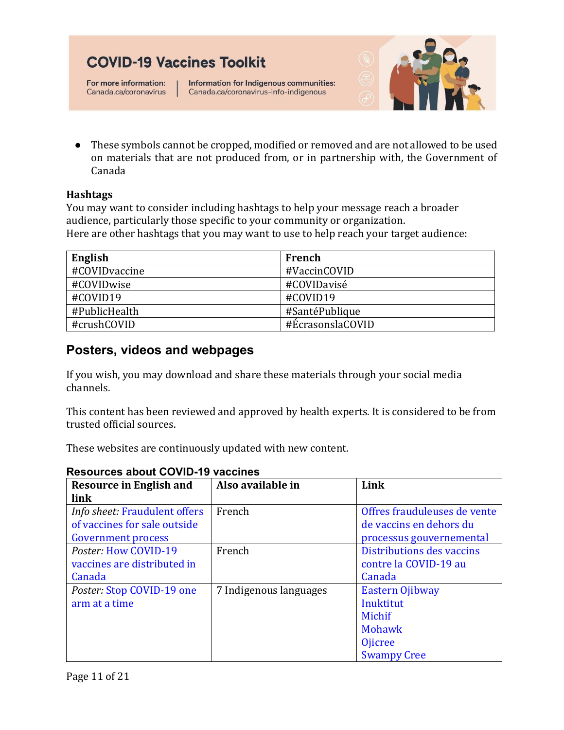- These symbols cannot be cropped, modified or removed and are not allowed to be used on materials that are not produced from, or in partnership with, the Government of Canada

**Hashtags**

You may want to consider including hashtags to help your message reach a broader audience, particularly those specific to your community or organization.
Here are other hashtags that you may want to use to help reach your target audience:

| English | French |
|---|---|
| #COVIDvaccine | #VaccinCOVID |
| #COVIDwise | #COVIDavisé |
| #COVID19 | #COVID19 |
| #PublicHealth | #SantéPublique |
| #crushCOVID | #ÉcrasonslaCOVID |

## Posters, videos and webpages

If you wish, you may download and share these materials through your social media channels.

This content has been reviewed and approved by health experts. It is considered to be from trusted official sources.

These websites are continuously updated with new content.

### Resources about COVID-19 vaccines

| Resource in English and link | Also available in | Link |
|---|---|---|
| *Info sheet:* Fraudulent offers of vaccines for sale outside Government process | French | Offres frauduleuses de vente de vaccins en dehors du processus gouvernemental |
| *Poster:* How COVID-19 vaccines are distributed in Canada | French | Distributions des vaccins contre la COVID-19 au Canada |
| *Poster:* Stop COVID-19 one arm at a time | 7 Indigenous languages | Eastern Ojibway<br>Inuktitut<br>Michif<br>Mohawk<br>Ojicree<br>Swampy Cree |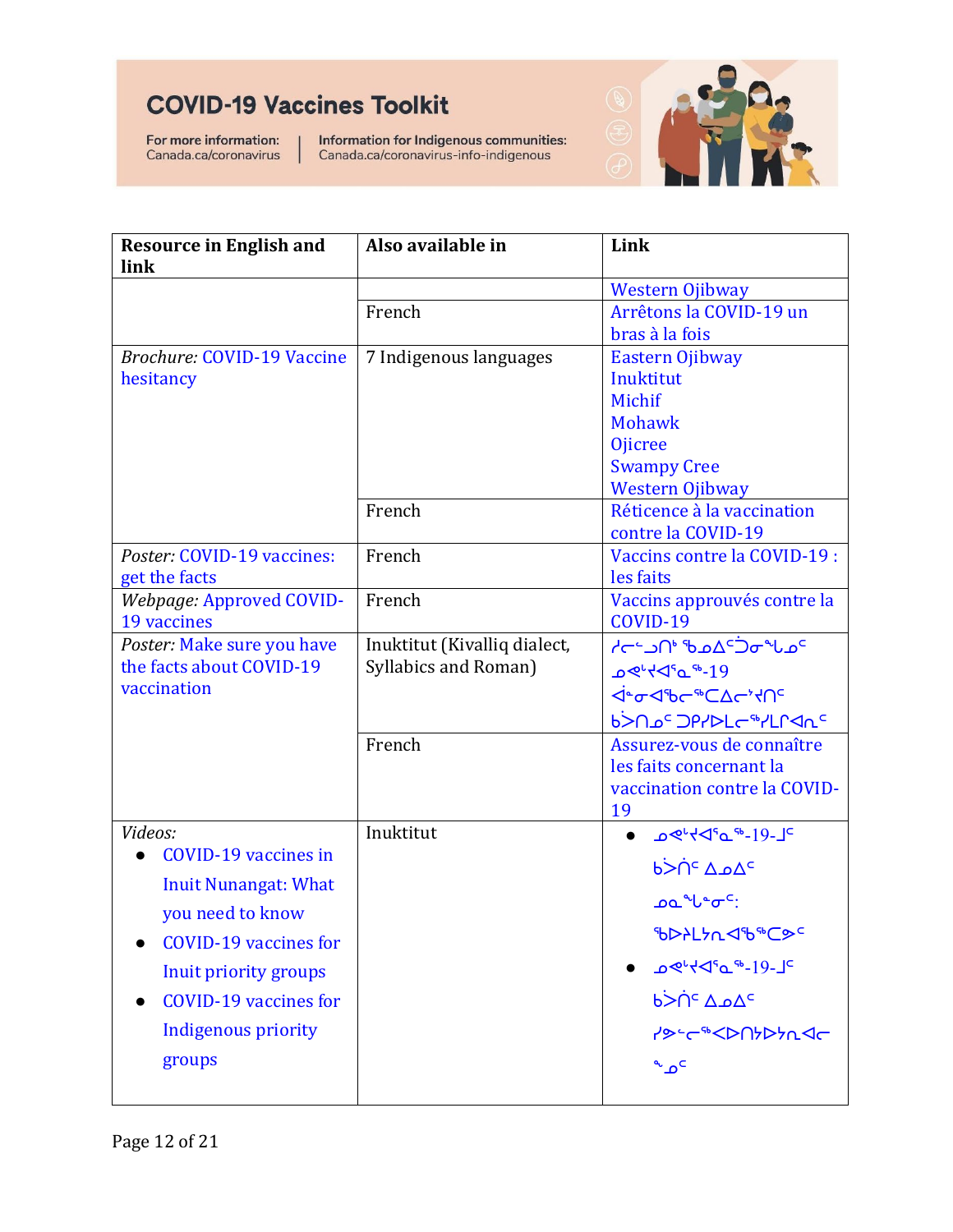# COVID-19 Vaccines Toolkit

For more information: Canada.ca/coronavirus | Information for Indigenous communities: Canada.ca/coronavirus-info-indigenous

| Resource in English and link | Also available in | Link |
|---|---|---|
| | | Western Ojibway |
| | French | Arrêtons la COVID-19 un bras à la fois |
| *Brochure:* COVID-19 Vaccine hesitancy | 7 Indigenous languages | Eastern Ojibway<br>Inuktitut<br>Michif<br>Mohawk<br>Ojicree<br>Swampy Cree<br>Western Ojibway |
| | French | Réticence à la vaccination contre la COVID-19 |
| *Poster:* COVID-19 vaccines: get the facts | French | Vaccins contre la COVID-19 : les faits |
| *Webpage:* Approved COVID-19 vaccines | French | Vaccins approuvés contre la COVID-19 |
| *Poster:* Make sure you have the facts about COVID-19 vaccination | Inuktitut (Kivalliq dialect, Syllabics and Roman) | ᓱᓕᓪᓗᑎᒃ ᖃᐅᔨᒪᓂᖏᑦ ᓄᕙᒡᔪᐊᕐᓇᖅ-19 ᐋᓂᐊᖃᓕᖅᑕᐃᓕᔾᔪᑎᑦ ᑳᐳᑎᓄᑦ ᑐᑭᓯᐅᒪᓕᖅᓯᒪᓂᐊᕆᑦ |
| | French | Assurez-vous de connaître les faits concernant la vaccination contre la COVID-19 |
| *Videos:*<br>• COVID-19 vaccines in Inuit Nunangat: What you need to know<br>• COVID-19 vaccines for Inuit priority groups<br>• COVID-19 vaccines for Indigenous priority groups | Inuktitut | • ᓄᕙᒡᔪᐊᕐᓇᖅ-19-ᒧᑦ ᑳᐳᑏᑦ ᐃᓄᐃᑦ ᓄᓇᖓᓂᑦ: ᖃᐅᔨᒪᔭᕆᐊᖃᖅᑕᑦ<br>• ᓄᕙᒡᔪᐊᕐᓇᖅ-19-ᒧᑦ ᑳᐳᑏᑦ ᐃᓄᐃᑦ ᓯᕗᓪᓕᖅᐸᐅᑎᔾᔪᑎᔭᕆᐊᓕᖕᓄᑦ |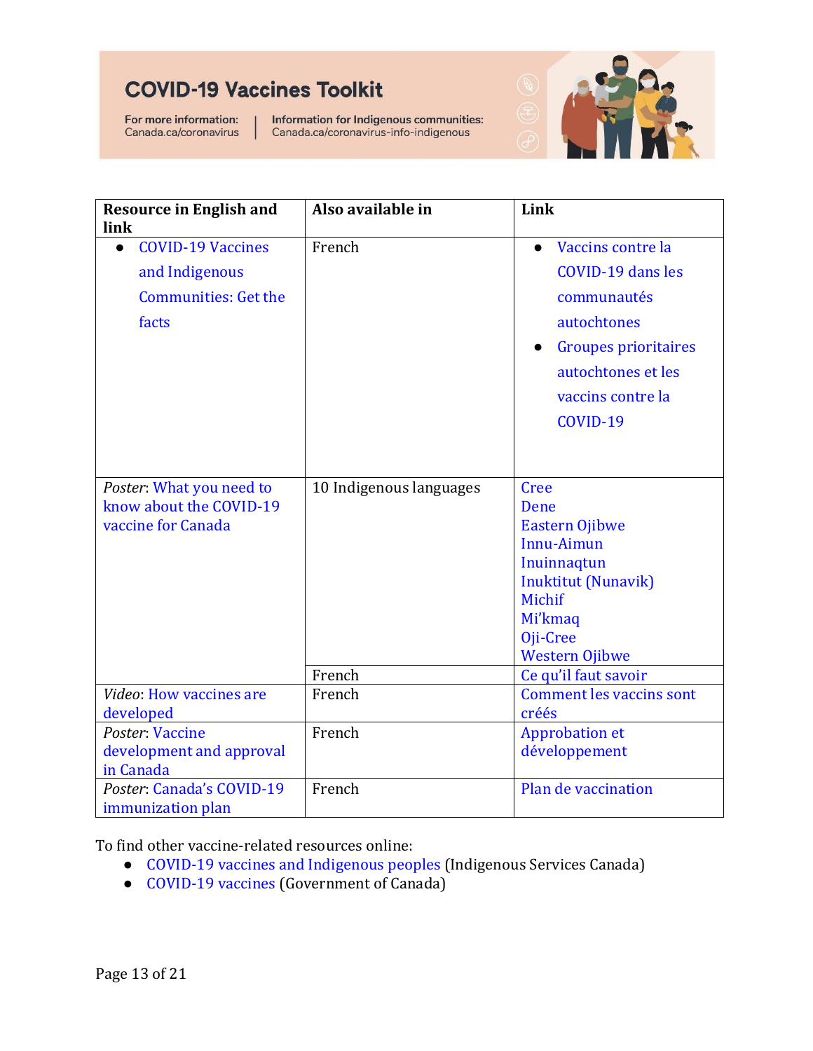# COVID-19 Vaccines Toolkit

For more information: Canada.ca/coronavirus | Information for Indigenous communities: Canada.ca/coronavirus-info-indigenous

| Resource in English and link | Also available in | Link |
|---|---|---|
| • COVID-19 Vaccines and Indigenous Communities: Get the facts | French | • Vaccins contre la COVID-19 dans les communautés autochtones<br>• Groupes prioritaires autochtones et les vaccins contre la COVID-19 |
| *Poster*: What you need to know about the COVID-19 vaccine for Canada | 10 Indigenous languages | Cree<br>Dene<br>Eastern Ojibwe<br>Innu-Aimun<br>Inuinnaqtun<br>Inuktitut (Nunavik)<br>Michif<br>Mi'kmaq<br>Oji-Cree<br>Western Ojibwe |
| | French | Ce qu'il faut savoir |
| *Video*: How vaccines are developed | French | Comment les vaccins sont créés |
| *Poster*: Vaccine development and approval in Canada | French | Approbation et développement |
| *Poster*: Canada's COVID-19 immunization plan | French | Plan de vaccination |

To find other vaccine-related resources online:

- COVID-19 vaccines and Indigenous peoples (Indigenous Services Canada)
- COVID-19 vaccines (Government of Canada)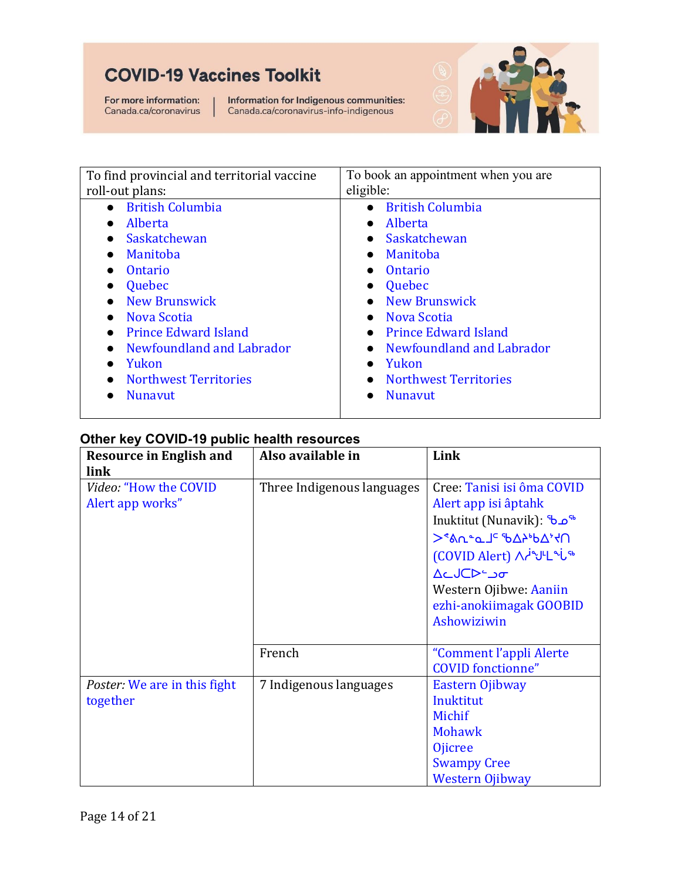# COVID-19 Vaccines Toolkit

For more information: Canada.ca/coronavirus | Information for Indigenous communities: Canada.ca/coronavirus-info-indigenous

| To find provincial and territorial vaccine roll-out plans: | To book an appointment when you are eligible: |
|---|---|
| • British Columbia<br>• Alberta<br>• Saskatchewan<br>• Manitoba<br>• Ontario<br>• Quebec<br>• New Brunswick<br>• Nova Scotia<br>• Prince Edward Island<br>• Newfoundland and Labrador<br>• Yukon<br>• Northwest Territories<br>• Nunavut | • British Columbia<br>• Alberta<br>• Saskatchewan<br>• Manitoba<br>• Ontario<br>• Quebec<br>• New Brunswick<br>• Nova Scotia<br>• Prince Edward Island<br>• Newfoundland and Labrador<br>• Yukon<br>• Northwest Territories<br>• Nunavut |

### Other key COVID-19 public health resources

| **Resource in English and link** | **Also available in** | **Link** |
|---|---|---|
| *Video:* "How the COVID Alert app works" | Three Indigenous languages | Cree: Tanisi isi ôma COVID Alert app isi âptahk<br>Inuktitut (Nunavik): ᖃᓄᖅ ᐳᕝᕕᕆᓂᕐᓇᒧᑦ ᖃᐃᓰᖅᑲᐃᑦᔪᑎ (COVID Alert) ᐱᓱᖑᒪᖔᖅ ᐃᓚᒍᑕᐅᓪᓗᓂ<br>Western Ojibwe: Aaniin ezhi-anokiimagak GOOBID Ashowiziwin |
| | French | "Comment l'appli Alerte COVID fonctionne" |
| *Poster:* We are in this fight together | 7 Indigenous languages | Eastern Ojibway<br>Inuktitut<br>Michif<br>Mohawk<br>Ojicree<br>Swampy Cree<br>Western Ojibway |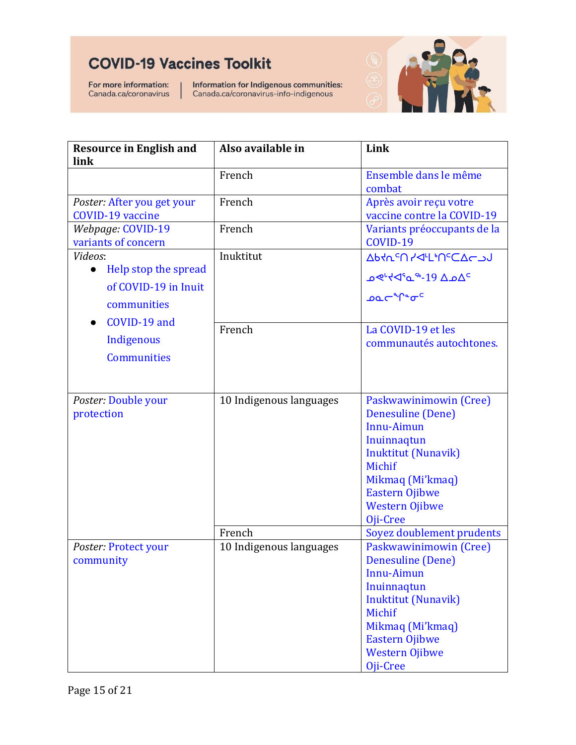# COVID-19 Vaccines Toolkit

For more information: Canada.ca/coronavirus | Information for Indigenous communities: Canada.ca/coronavirus-info-indigenous

| Resource in English and link | Also available in | Link |
|---|---|---|
| | French | Ensemble dans le même combat |
| *Poster:* After you get your COVID-19 vaccine | French | Après avoir reçu votre vaccine contre la COVID-19 |
| *Webpage:* COVID-19 variants of concern | French | Variants préoccupants de la COVID-19 |
| *Videos*:<br>• Help stop the spread of COVID-19 in Inuit communities<br>• COVID-19 and Indigenous Communities | Inuktitut | ᐃᑲᔪᕆᑦᑎ ᓱᐊᒻᒪᕐᑎᑦᑕᐃᓕᓗᒍ ᓄᕙᒡᔪᐊᕐᓇᖅ-19 ᐃᓄᐃᑦ ᓄᓇᓕᖕᒋᓐᓂᑦ |
| | French | La COVID-19 et les communautés autochtones. |
| *Poster:* Double your protection | 10 Indigenous languages | Paskwawinimowin (Cree)<br>Denesuline (Dene)<br>Innu-Aimun<br>Inuinnaqtun<br>Inuktitut (Nunavik)<br>Michif<br>Mikmaq (Mi'kmaq)<br>Eastern Ojibwe<br>Western Ojibwe<br>Oji-Cree |
| | French | Soyez doublement prudents |
| *Poster:* Protect your community | 10 Indigenous languages | Paskwawinimowin (Cree)<br>Denesuline (Dene)<br>Innu-Aimun<br>Inuinnaqtun<br>Inuktitut (Nunavik)<br>Michif<br>Mikmaq (Mi'kmaq)<br>Eastern Ojibwe<br>Western Ojibwe<br>Oji-Cree |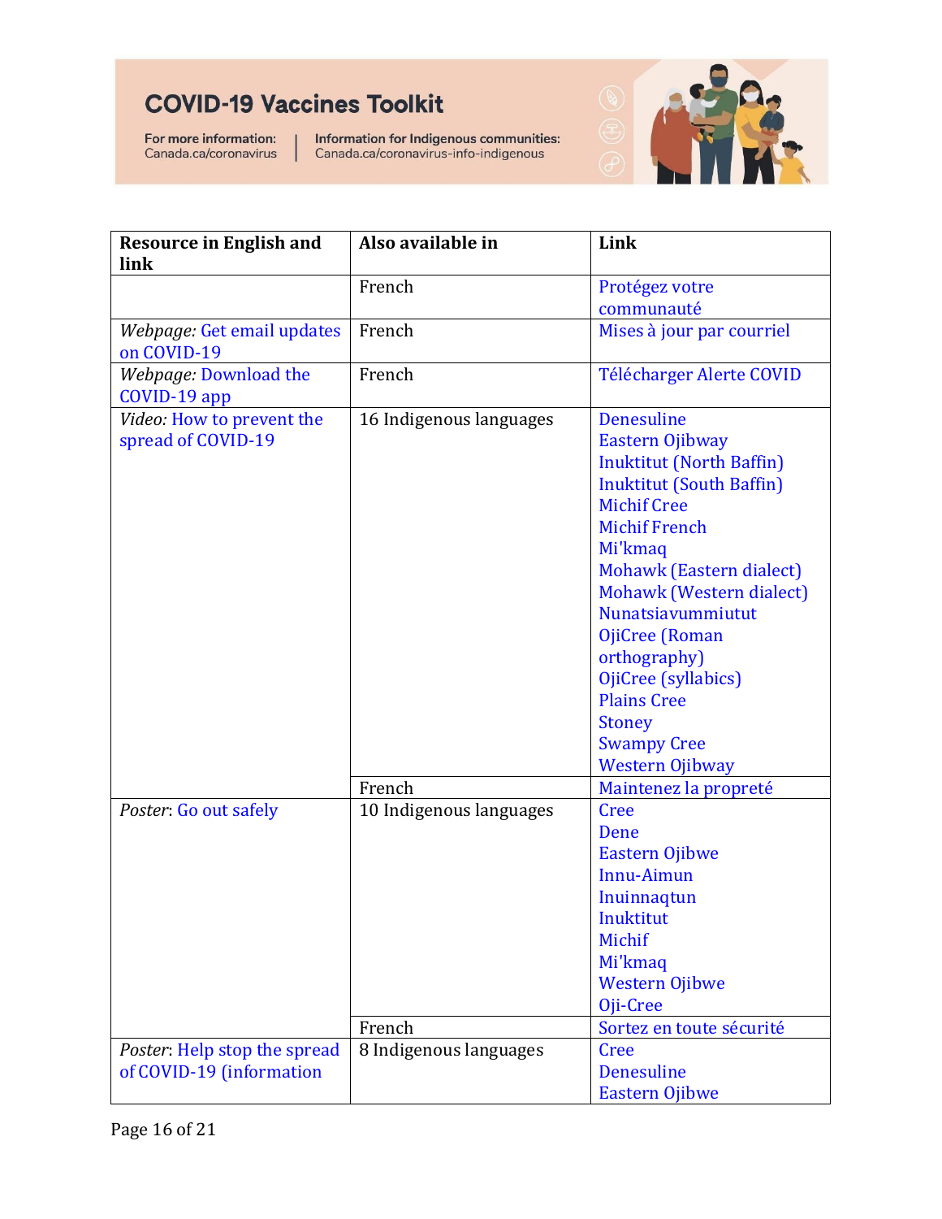# COVID-19 Vaccines Toolkit

For more information: Canada.ca/coronavirus | Information for Indigenous communities: Canada.ca/coronavirus-info-indigenous

| Resource in English and link | Also available in | Link |
|---|---|---|
| | French | Protégez votre communauté |
| *Webpage:* Get email updates on COVID-19 | French | Mises à jour par courriel |
| *Webpage:* Download the COVID-19 app | French | Télécharger Alerte COVID |
| *Video:* How to prevent the spread of COVID-19 | 16 Indigenous languages | Denesuline<br>Eastern Ojibway<br>Inuktitut (North Baffin)<br>Inuktitut (South Baffin)<br>Michif Cree<br>Michif French<br>Mi'kmaq<br>Mohawk (Eastern dialect)<br>Mohawk (Western dialect)<br>Nunatsiavummiutut<br>OjiCree (Roman orthography)<br>OjiCree (syllabics)<br>Plains Cree<br>Stoney<br>Swampy Cree<br>Western Ojibway |
| | French | Maintenez la propreté |
| *Poster*: Go out safely | 10 Indigenous languages | Cree<br>Dene<br>Eastern Ojibwe<br>Innu-Aimun<br>Inuinnaqtun<br>Inuktitut<br>Michif<br>Mi'kmaq<br>Western Ojibwe<br>Oji-Cree |
| | French | Sortez en toute sécurité |
| *Poster*: Help stop the spread of COVID-19 (information | 8 Indigenous languages | Cree<br>Denesuline<br>Eastern Ojibwe |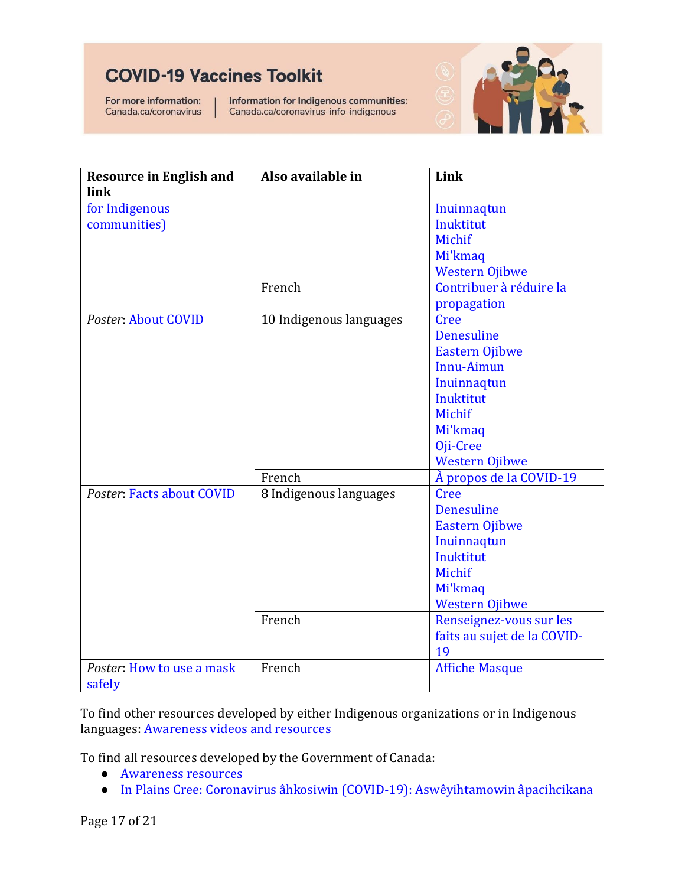# COVID-19 Vaccines Toolkit

For more information: Canada.ca/coronavirus | Information for Indigenous communities: Canada.ca/coronavirus-info-indigenous

| Resource in English and link | Also available in | Link |
| --- | --- | --- |
| for Indigenous communities) | | Inuinnaqtun<br>Inuktitut<br>Michif<br>Mi'kmaq<br>Western Ojibwe |
| | French | Contribuer à réduire la propagation |
| *Poster*: About COVID | 10 Indigenous languages | Cree<br>Denesuline<br>Eastern Ojibwe<br>Innu-Aimun<br>Inuinnaqtun<br>Inuktitut<br>Michif<br>Mi'kmaq<br>Oji-Cree<br>Western Ojibwe |
| | French | À propos de la COVID-19 |
| *Poster*: Facts about COVID | 8 Indigenous languages | Cree<br>Denesuline<br>Eastern Ojibwe<br>Inuinnaqtun<br>Inuktitut<br>Michif<br>Mi'kmaq<br>Western Ojibwe |
| | French | Renseignez-vous sur les faits au sujet de la COVID-19 |
| *Poster*: How to use a mask safely | French | Affiche Masque |

To find other resources developed by either Indigenous organizations or in Indigenous languages: Awareness videos and resources

To find all resources developed by the Government of Canada:

- Awareness resources
- In Plains Cree: Coronavirus âhkosiwin (COVID-19): Aswêyihtamowin âpacihcikana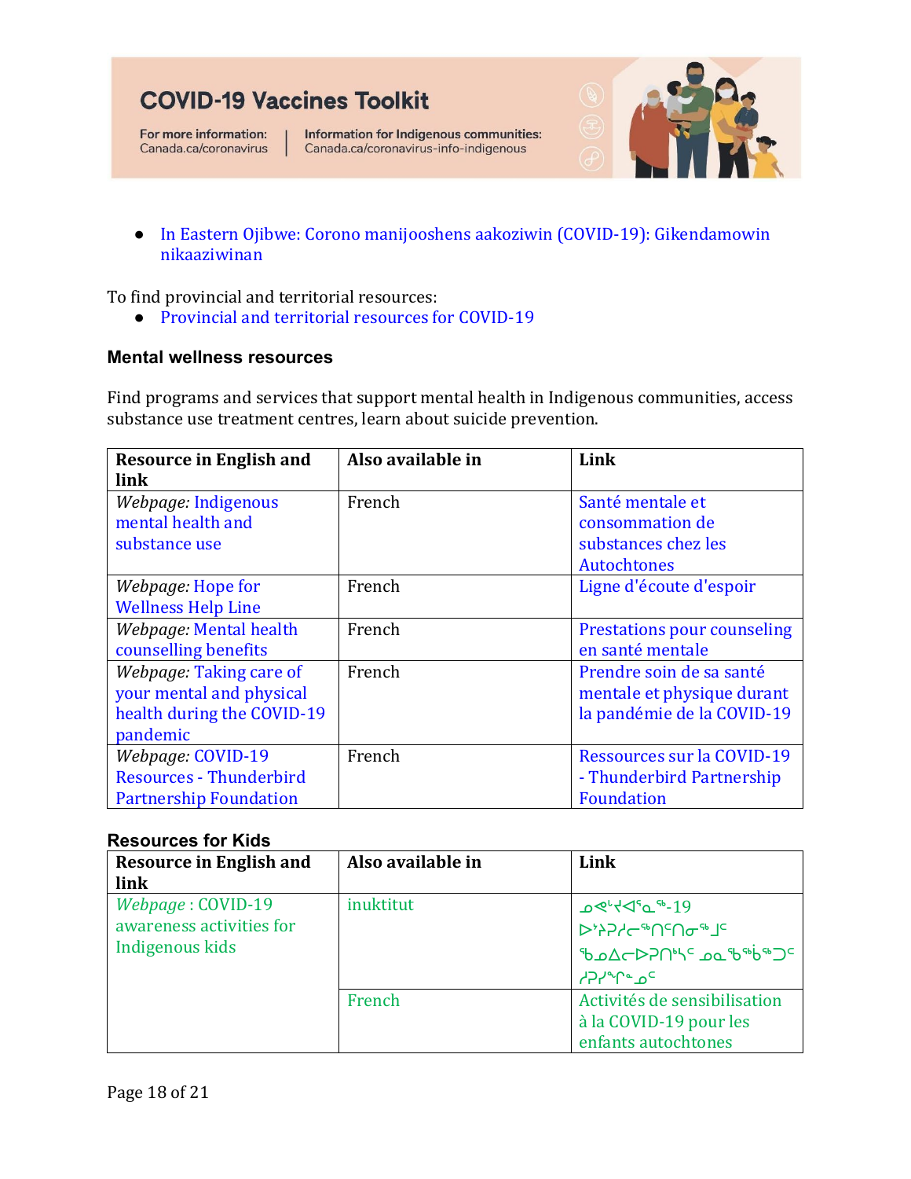- In Eastern Ojibwe: Corono manijooshens aakoziwin (COVID-19): Gikendamowin nikaaziwinan

To find provincial and territorial resources:

- Provincial and territorial resources for COVID-19

### Mental wellness resources

Find programs and services that support mental health in Indigenous communities, access substance use treatment centres, learn about suicide prevention.

| Resource in English and link | Also available in | Link |
| --- | --- | --- |
| *Webpage:* Indigenous mental health and substance use | French | Santé mentale et consommation de substances chez les Autochtones |
| *Webpage:* Hope for Wellness Help Line | French | Ligne d'écoute d'espoir |
| *Webpage:* Mental health counselling benefits | French | Prestations pour counseling en santé mentale |
| *Webpage:* Taking care of your mental and physical health during the COVID-19 pandemic | French | Prendre soin de sa santé mentale et physique durant la pandémie de la COVID-19 |
| *Webpage:* COVID-19 Resources - Thunderbird Partnership Foundation | French | Ressources sur la COVID-19 - Thunderbird Partnership Foundation |

### Resources for Kids

| Resource in English and link | Also available in | Link |
| --- | --- | --- |
| *Webpage* : COVID-19 awareness activities for Indigenous kids | inuktitut | ᓄᕙᒡᔪᐊᕐᓇᖅ-19 ᐅᔾᔨᕈᓱᓕᖅᑎᑦᑎᓂᖅᒧᑦ ᖃᓄᐃᓚᐅᕈᑎᒃᑦ ᓄᓇᖃᖅᑳᖅᑐᑦ ᓱᕈᓯᖕᓄᑦ |
| | French | Activités de sensibilisation à la COVID-19 pour les enfants autochtones |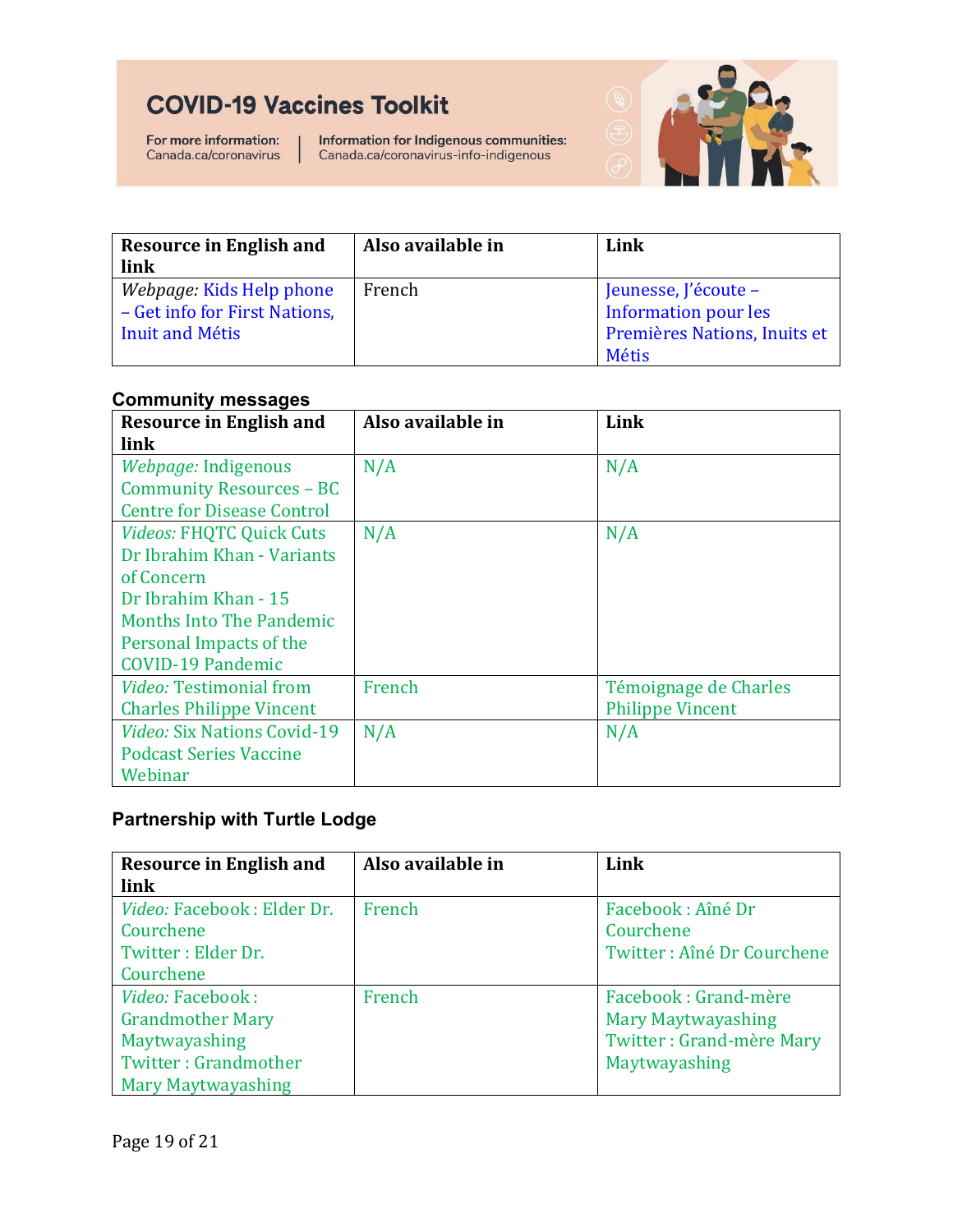# COVID-19 Vaccines Toolkit

For more information: Canada.ca/coronavirus | Information for Indigenous communities: Canada.ca/coronavirus-info-indigenous

| Resource in English and link | Also available in | Link |
|---|---|---|
| *Webpage:* Kids Help phone – Get info for First Nations, Inuit and Métis | French | Jeunesse, J'écoute – Information pour les Premières Nations, Inuits et Métis |

### Community messages

| Resource in English and link | Also available in | Link |
|---|---|---|
| *Webpage:* Indigenous Community Resources – BC Centre for Disease Control | N/A | N/A |
| *Videos:* FHQTC Quick Cuts<br>Dr Ibrahim Khan - Variants of Concern<br>Dr Ibrahim Khan - 15 Months Into The Pandemic<br>Personal Impacts of the COVID-19 Pandemic | N/A | N/A |
| *Video:* Testimonial from Charles Philippe Vincent | French | Témoignage de Charles Philippe Vincent |
| *Video:* Six Nations Covid-19 Podcast Series Vaccine Webinar | N/A | N/A |

### Partnership with Turtle Lodge

| Resource in English and link | Also available in | Link |
|---|---|---|
| *Video:* Facebook : Elder Dr. Courchene<br>Twitter : Elder Dr. Courchene | French | Facebook : Aîné Dr Courchene<br>Twitter : Aîné Dr Courchene |
| *Video:* Facebook : Grandmother Mary Maytwayashing<br>Twitter : Grandmother Mary Maytwayashing | French | Facebook : Grand-mère Mary Maytwayashing<br>Twitter : Grand-mère Mary Maytwayashing |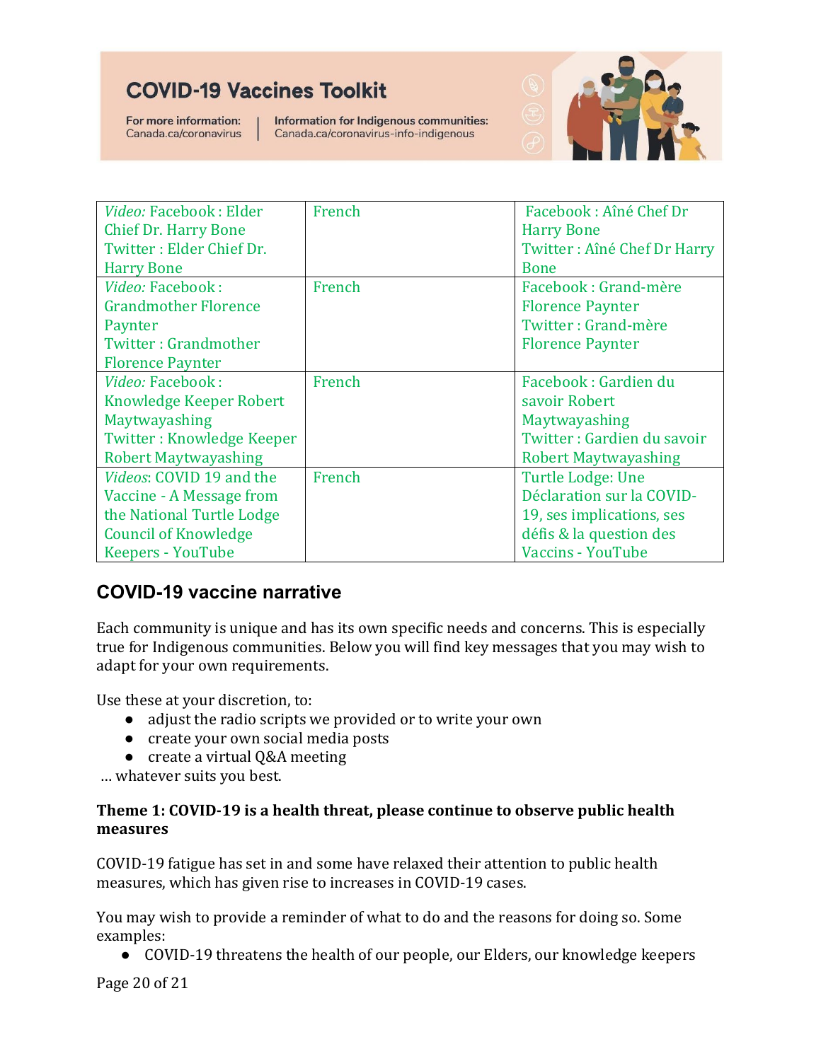| | | |
|---|---|---|
| *Video:* Facebook : Elder Chief Dr. Harry Bone<br>Twitter : Elder Chief Dr. Harry Bone | French | Facebook : Aîné Chef Dr Harry Bone<br>Twitter : Aîné Chef Dr Harry Bone |
| *Video:* Facebook : Grandmother Florence Paynter<br>Twitter : Grandmother Florence Paynter | French | Facebook : Grand-mère Florence Paynter<br>Twitter : Grand-mère Florence Paynter |
| *Video:* Facebook : Knowledge Keeper Robert Maytwayashing<br>Twitter : Knowledge Keeper Robert Maytwayashing | French | Facebook : Gardien du savoir Robert Maytwayashing<br>Twitter : Gardien du savoir Robert Maytwayashing |
| *Videos*: COVID 19 and the Vaccine - A Message from the National Turtle Lodge Council of Knowledge Keepers - YouTube | French | Turtle Lodge: Une Déclaration sur la COVID-19, ses implications, ses défis & la question des Vaccins - YouTube |

## COVID-19 vaccine narrative

Each community is unique and has its own specific needs and concerns. This is especially true for Indigenous communities. Below you will find key messages that you may wish to adapt for your own requirements.

Use these at your discretion, to:

- adjust the radio scripts we provided or to write your own
- create your own social media posts
- create a virtual Q&A meeting

… whatever suits you best.

**Theme 1: COVID-19 is a health threat, please continue to observe public health measures**

COVID-19 fatigue has set in and some have relaxed their attention to public health measures, which has given rise to increases in COVID-19 cases.

You may wish to provide a reminder of what to do and the reasons for doing so. Some examples:

- COVID-19 threatens the health of our people, our Elders, our knowledge keepers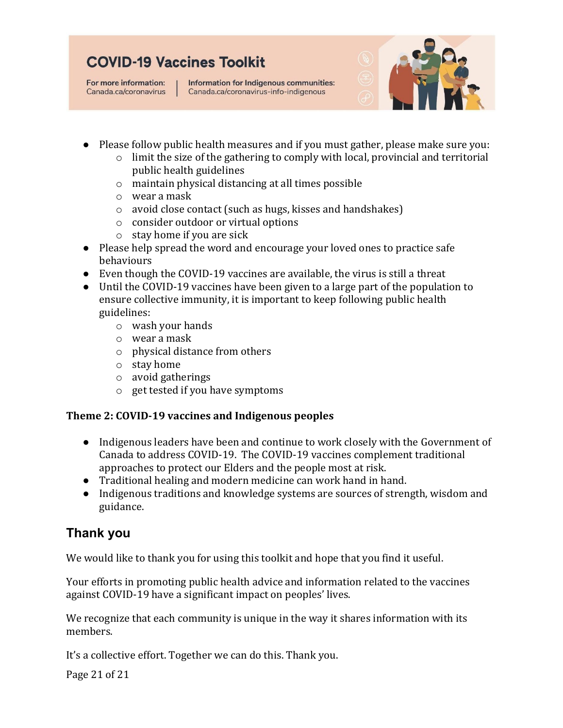- Please follow public health measures and if you must gather, please make sure you:
    - limit the size of the gathering to comply with local, provincial and territorial public health guidelines
    - maintain physical distancing at all times possible
    - wear a mask
    - avoid close contact (such as hugs, kisses and handshakes)
    - consider outdoor or virtual options
    - stay home if you are sick
- Please help spread the word and encourage your loved ones to practice safe behaviours
- Even though the COVID-19 vaccines are available, the virus is still a threat
- Until the COVID-19 vaccines have been given to a large part of the population to ensure collective immunity, it is important to keep following public health guidelines:
    - wash your hands
    - wear a mask
    - physical distance from others
    - stay home
    - avoid gatherings
    - get tested if you have symptoms

**Theme 2: COVID-19 vaccines and Indigenous peoples**

- Indigenous leaders have been and continue to work closely with the Government of Canada to address COVID-19. The COVID-19 vaccines complement traditional approaches to protect our Elders and the people most at risk.
- Traditional healing and modern medicine can work hand in hand.
- Indigenous traditions and knowledge systems are sources of strength, wisdom and guidance.

## Thank you

We would like to thank you for using this toolkit and hope that you find it useful.

Your efforts in promoting public health advice and information related to the vaccines against COVID-19 have a significant impact on peoples' lives.

We recognize that each community is unique in the way it shares information with its members.

It's a collective effort. Together we can do this. Thank you.